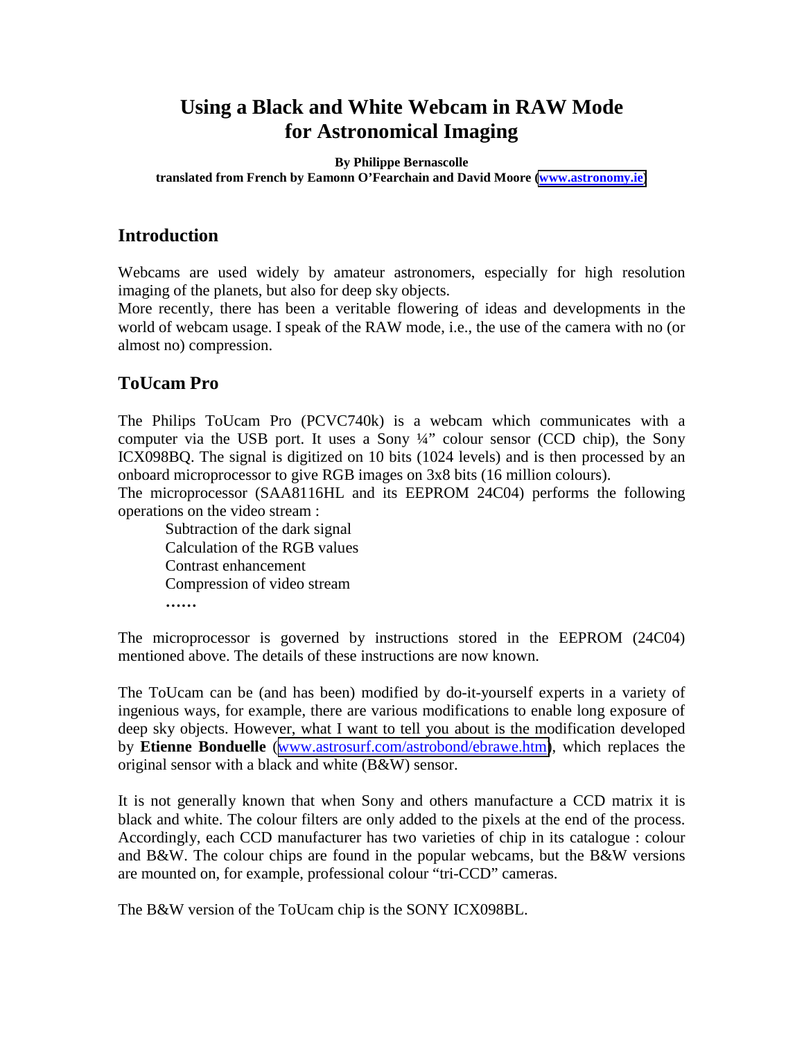# Using a Black and White Webcam in RAW Mode for Astronomical Imaging

**By Philippe Bernascolle**

**translated from French by Eamonn O'Fearchain and David Moore (www.astronomy.ie)**

## Introduction

Webcams are used widely by amateur astronomers, especially for high resolution imaging of the planets, but also for deep sky objects.

More recently, there has been a veritable flowering of ideas and developments in the world of webcam usage. I speak of the RAW mode, i.e., the use of the camera with no (or almost no) compression.

## ToUcam Pro

The Philips ToUcam Pro (PCVC740k) is a webcam which communicates with a computer via the USB port. It uses a Sony ¼" colour sensor (CCD chip), the Sony ICX098BQ. The signal is digitized on 10 bits (1024 levels) and is then processed by an onboard microprocessor to give RGB images on 3x8 bits (16 million colours).

The microprocessor (SAA8116HL and its EEPROM 24C04) performs the following operations on the video stream :

Subtraction of the dark signal
Calculation of the RGB values
Contrast enhancement
Compression of video stream
……

The microprocessor is governed by instructions stored in the EEPROM (24C04) mentioned above. The details of these instructions are now known.

The ToUcam can be (and has been) modified by do-it-yourself experts in a variety of ingenious ways, for example, there are various modifications to enable long exposure of deep sky objects. However, what I want to tell you about is the modification developed by **Etienne Bonduelle** (www.astrosurf.com/astrobond/ebrawe.htm), which replaces the original sensor with a black and white (B&W) sensor.

It is not generally known that when Sony and others manufacture a CCD matrix it is black and white. The colour filters are only added to the pixels at the end of the process. Accordingly, each CCD manufacturer has two varieties of chip in its catalogue : colour and B&W. The colour chips are found in the popular webcams, but the B&W versions are mounted on, for example, professional colour "tri-CCD" cameras.

The B&W version of the ToUcam chip is the SONY ICX098BL.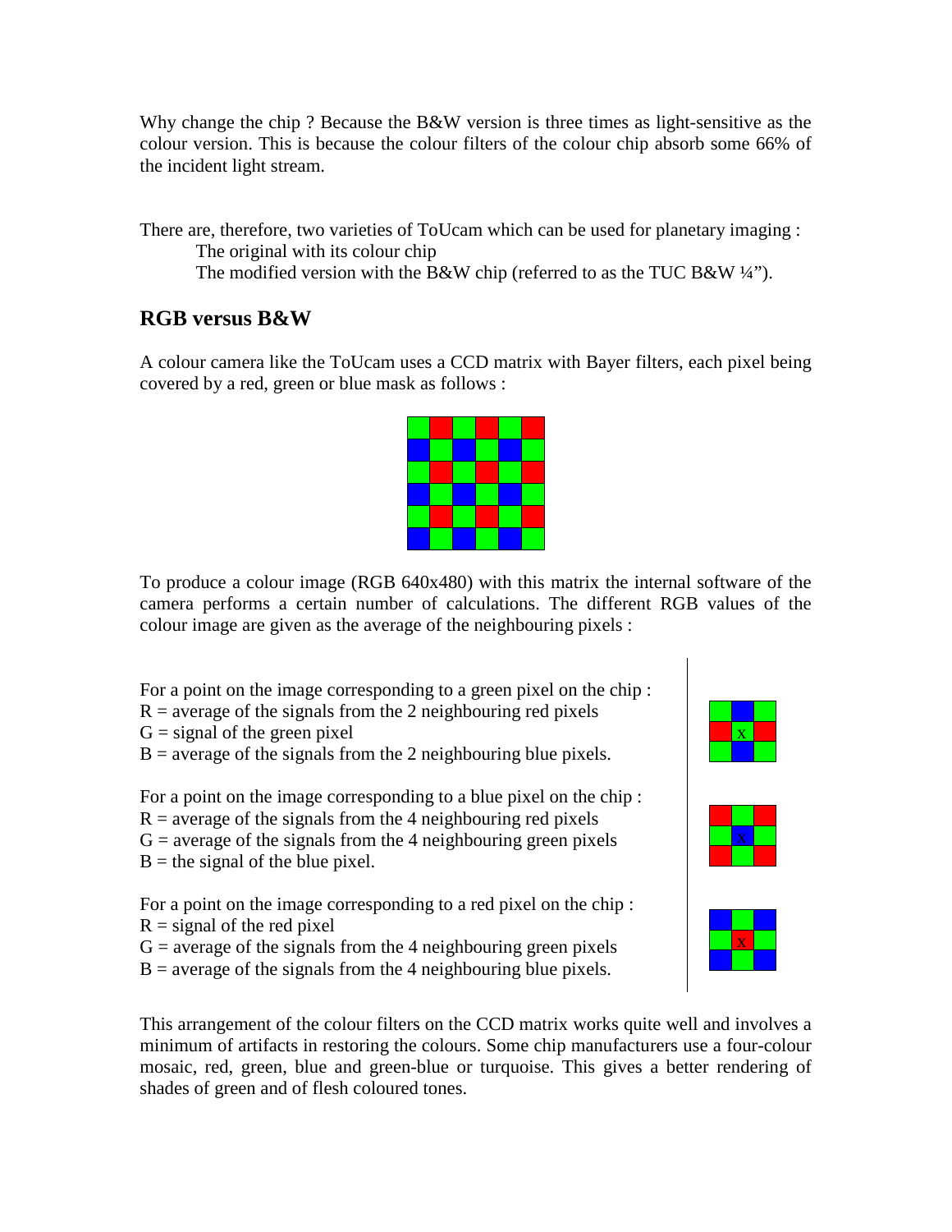Why change the chip ? Because the B&W version is three times as light-sensitive as the colour version. This is because the colour filters of the colour chip absorb some 66% of the incident light stream.

There are, therefore, two varieties of ToUcam which can be used for planetary imaging :

The original with its colour chip

The modified version with the B&W chip (referred to as the TUC B&W ¼").

## RGB versus B&W

A colour camera like the ToUcam uses a CCD matrix with Bayer filters, each pixel being covered by a red, green or blue mask as follows :

To produce a colour image (RGB 640x480) with this matrix the internal software of the camera performs a certain number of calculations. The different RGB values of the colour image are given as the average of the neighbouring pixels :

For a point on the image corresponding to a green pixel on the chip :
R = average of the signals from the 2 neighbouring red pixels
G = signal of the green pixel
B = average of the signals from the 2 neighbouring blue pixels.

For a point on the image corresponding to a blue pixel on the chip :
R = average of the signals from the 4 neighbouring red pixels
G = average of the signals from the 4 neighbouring green pixels
B = the signal of the blue pixel.

For a point on the image corresponding to a red pixel on the chip :
R = signal of the red pixel
G = average of the signals from the 4 neighbouring green pixels
B = average of the signals from the 4 neighbouring blue pixels.

This arrangement of the colour filters on the CCD matrix works quite well and involves a minimum of artifacts in restoring the colours. Some chip manufacturers use a four-colour mosaic, red, green, blue and green-blue or turquoise. This gives a better rendering of shades of green and of flesh coloured tones.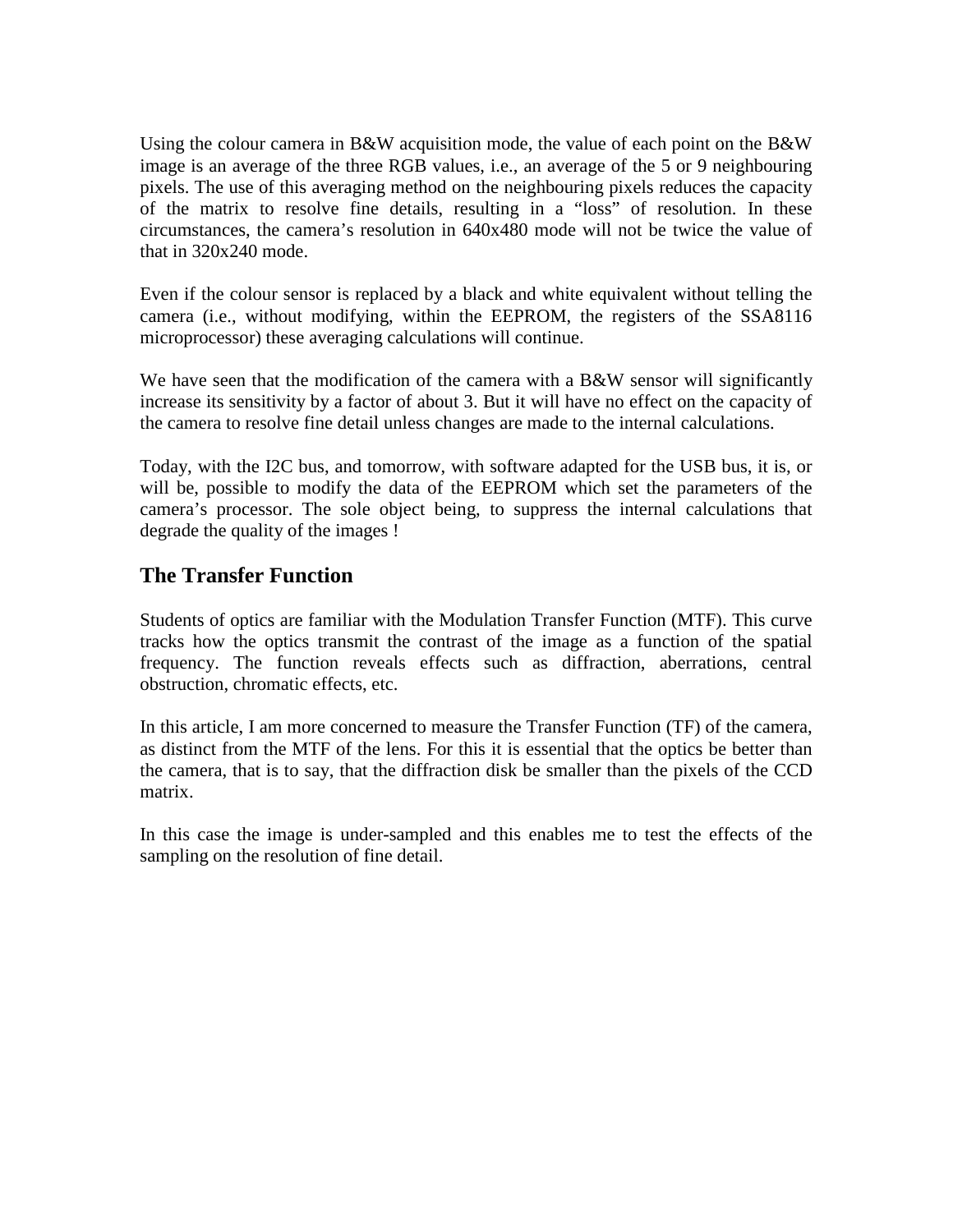Using the colour camera in B&W acquisition mode, the value of each point on the B&W image is an average of the three RGB values, i.e., an average of the 5 or 9 neighbouring pixels. The use of this averaging method on the neighbouring pixels reduces the capacity of the matrix to resolve fine details, resulting in a "loss" of resolution. In these circumstances, the camera's resolution in 640x480 mode will not be twice the value of that in 320x240 mode.

Even if the colour sensor is replaced by a black and white equivalent without telling the camera (i.e., without modifying, within the EEPROM, the registers of the SSA8116 microprocessor) these averaging calculations will continue.

We have seen that the modification of the camera with a B&W sensor will significantly increase its sensitivity by a factor of about 3. But it will have no effect on the capacity of the camera to resolve fine detail unless changes are made to the internal calculations.

Today, with the I2C bus, and tomorrow, with software adapted for the USB bus, it is, or will be, possible to modify the data of the EEPROM which set the parameters of the camera's processor. The sole object being, to suppress the internal calculations that degrade the quality of the images !

## The Transfer Function

Students of optics are familiar with the Modulation Transfer Function (MTF). This curve tracks how the optics transmit the contrast of the image as a function of the spatial frequency. The function reveals effects such as diffraction, aberrations, central obstruction, chromatic effects, etc.

In this article, I am more concerned to measure the Transfer Function (TF) of the camera, as distinct from the MTF of the lens. For this it is essential that the optics be better than the camera, that is to say, that the diffraction disk be smaller than the pixels of the CCD matrix.

In this case the image is under-sampled and this enables me to test the effects of the sampling on the resolution of fine detail.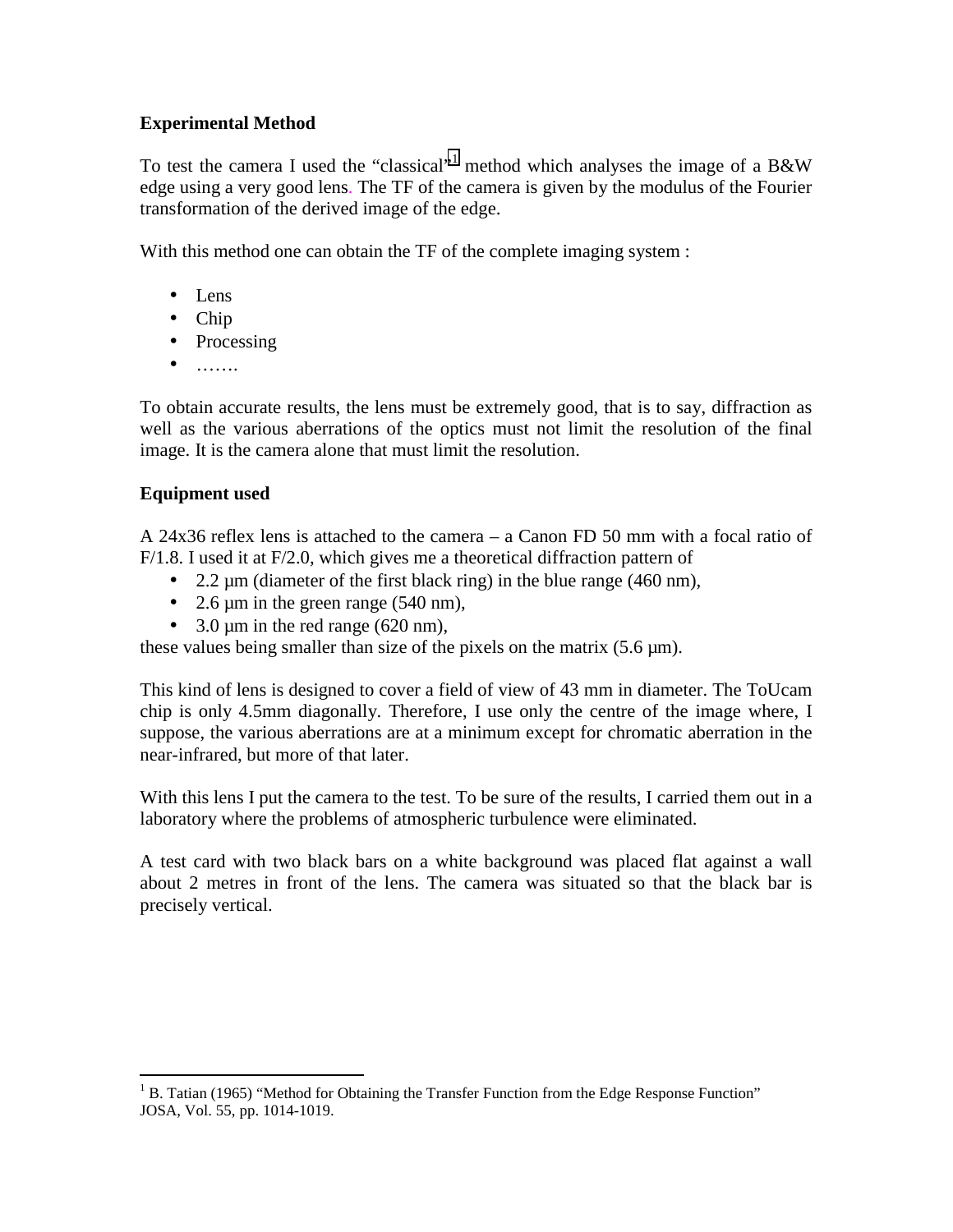**Experimental Method**

To test the camera I used the "classical"[1] method which analyses the image of a B&W edge using a very good lens. The TF of the camera is given by the modulus of the Fourier transformation of the derived image of the edge.

With this method one can obtain the TF of the complete imaging system :

- Lens
- Chip
- Processing
- …….

To obtain accurate results, the lens must be extremely good, that is to say, diffraction as well as the various aberrations of the optics must not limit the resolution of the final image. It is the camera alone that must limit the resolution.

**Equipment used**

A 24x36 reflex lens is attached to the camera – a Canon FD 50 mm with a focal ratio of F/1.8. I used it at F/2.0, which gives me a theoretical diffraction pattern of

- 2.2 µm (diameter of the first black ring) in the blue range (460 nm),
- 2.6 µm in the green range (540 nm),
- 3.0 µm in the red range (620 nm),

these values being smaller than size of the pixels on the matrix (5.6 µm).

This kind of lens is designed to cover a field of view of 43 mm in diameter. The ToUcam chip is only 4.5mm diagonally. Therefore, I use only the centre of the image where, I suppose, the various aberrations are at a minimum except for chromatic aberration in the near-infrared, but more of that later.

With this lens I put the camera to the test. To be sure of the results, I carried them out in a laboratory where the problems of atmospheric turbulence were eliminated.

A test card with two black bars on a white background was placed flat against a wall about 2 metres in front of the lens. The camera was situated so that the black bar is precisely vertical.

---

[1] B. Tatian (1965) "Method for Obtaining the Transfer Function from the Edge Response Function" JOSA, Vol. 55, pp. 1014-1019.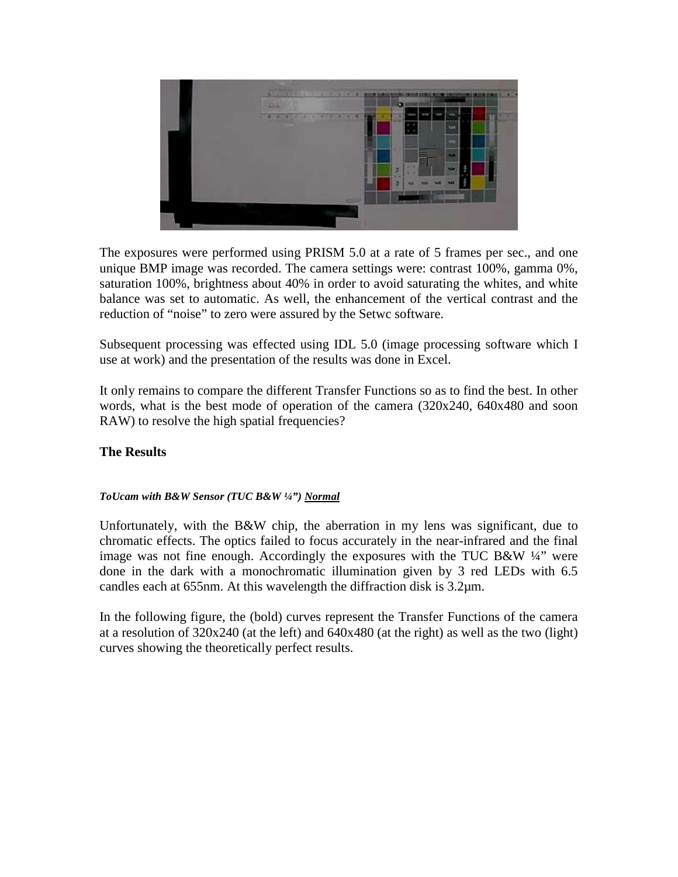The exposures were performed using PRISM 5.0 at a rate of 5 frames per sec., and one unique BMP image was recorded. The camera settings were: contrast 100%, gamma 0%, saturation 100%, brightness about 40% in order to avoid saturating the whites, and white balance was set to automatic. As well, the enhancement of the vertical contrast and the reduction of "noise" to zero were assured by the Setwc software.

Subsequent processing was effected using IDL 5.0 (image processing software which I use at work) and the presentation of the results was done in Excel.

It only remains to compare the different Transfer Functions so as to find the best. In other words, what is the best mode of operation of the camera (320x240, 640x480 and soon RAW) to resolve the high spatial frequencies?

## The Results

##### ***ToUcam with B&W Sensor (TUC B&W ¼") <u>Normal</u>***

Unfortunately, with the B&W chip, the aberration in my lens was significant, due to chromatic effects. The optics failed to focus accurately in the near-infrared and the final image was not fine enough. Accordingly the exposures with the TUC B&W ¼" were done in the dark with a monochromatic illumination given by 3 red LEDs with 6.5 candles each at 655nm. At this wavelength the diffraction disk is 3.2µm.

In the following figure, the (bold) curves represent the Transfer Functions of the camera at a resolution of 320x240 (at the left) and 640x480 (at the right) as well as the two (light) curves showing the theoretically perfect results.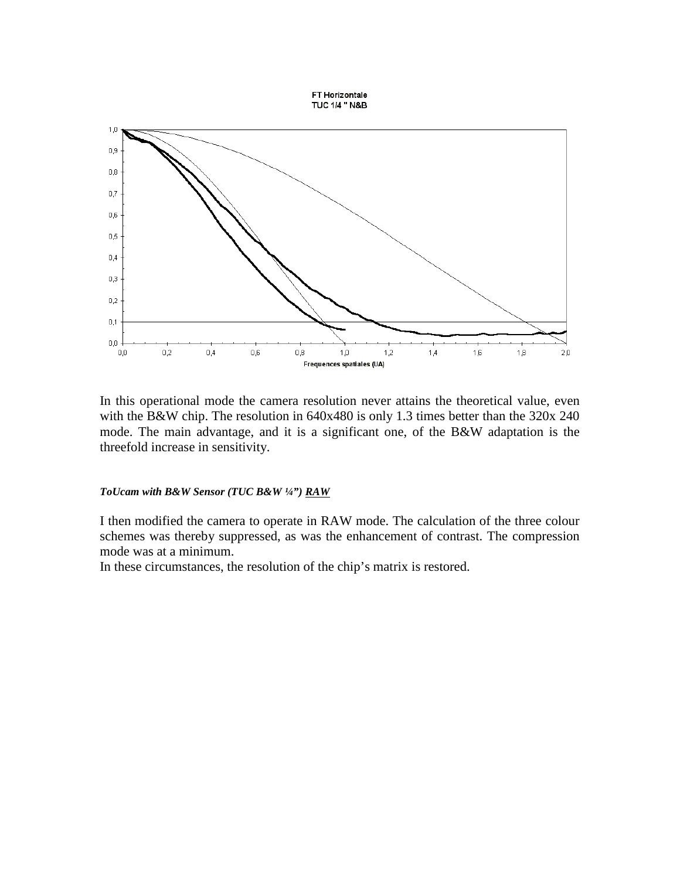FT Horizontale
TUC 1/4 " N&B

Frequences spatiales (UA)

In this operational mode the camera resolution never attains the theoretical value, even with the B&W chip. The resolution in 640x480 is only 1.3 times better than the 320x 240 mode. The main advantage, and it is a significant one, of the B&W adaptation is the threefold increase in sensitivity.

***ToUcam with B&W Sensor (TUC B&W ¼") <u>RAW</u>***

I then modified the camera to operate in RAW mode. The calculation of the three colour schemes was thereby suppressed, as was the enhancement of contrast. The compression mode was at a minimum.
In these circumstances, the resolution of the chip's matrix is restored.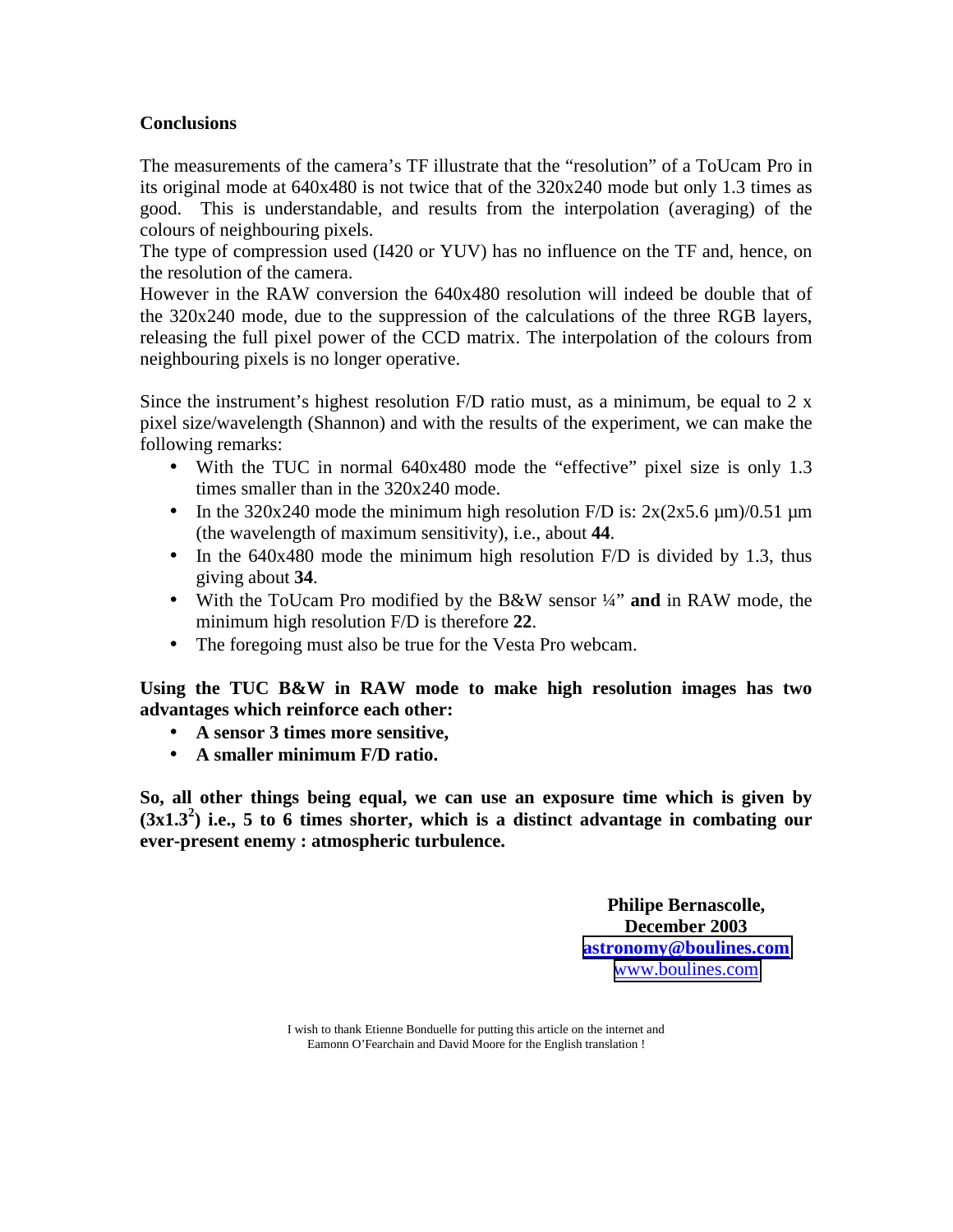**Conclusions**

The measurements of the camera's TF illustrate that the "resolution" of a ToUcam Pro in its original mode at 640x480 is not twice that of the 320x240 mode but only 1.3 times as good. This is understandable, and results from the interpolation (averaging) of the colours of neighbouring pixels.
The type of compression used (I420 or YUV) has no influence on the TF and, hence, on the resolution of the camera.
However in the RAW conversion the 640x480 resolution will indeed be double that of the 320x240 mode, due to the suppression of the calculations of the three RGB layers, releasing the full pixel power of the CCD matrix. The interpolation of the colours from neighbouring pixels is no longer operative.

Since the instrument's highest resolution F/D ratio must, as a minimum, be equal to 2 x pixel size/wavelength (Shannon) and with the results of the experiment, we can make the following remarks:

- With the TUC in normal 640x480 mode the "effective" pixel size is only 1.3 times smaller than in the 320x240 mode.
- In the 320x240 mode the minimum high resolution F/D is: 2x(2x5.6 µm)/0.51 µm (the wavelength of maximum sensitivity), i.e., about **44**.
- In the 640x480 mode the minimum high resolution F/D is divided by 1.3, thus giving about **34**.
- With the ToUcam Pro modified by the B&W sensor ¼" **and** in RAW mode, the minimum high resolution F/D is therefore **22**.
- The foregoing must also be true for the Vesta Pro webcam.

**Using the TUC B&W in RAW mode to make high resolution images has two advantages which reinforce each other:**

- **A sensor 3 times more sensitive,**
- **A smaller minimum F/D ratio.**

**So, all other things being equal, we can use an exposure time which is given by ($3 \times 1.3^2$) i.e., 5 to 6 times shorter, which is a distinct advantage in combating our ever-present enemy : atmospheric turbulence.**

**Philipe Bernascolle,**
**December 2003**
**astronomy@boulines.com**
www.boulines.com

I wish to thank Etienne Bonduelle for putting this article on the internet and Eamonn O'Fearchain and David Moore for the English translation !